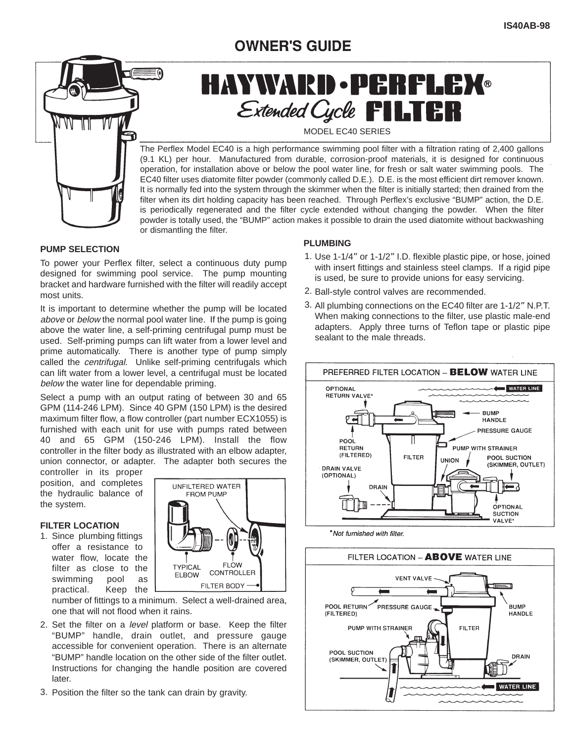IS40AB-98

# OWNER'S GUIDE

# HAYWARD • PERFLEX®

## Extended Cycle FILTER

MODEL EC40 SERIES

The Perflex Model EC40 is a high performance swimming pool filter with a filtration rating of 2,400 gallons (9.1 KL) per hour. Manufactured from durable, corrosion-proof materials, it is designed for continuous operation, for installation above or below the pool water line, for fresh or salt water swimming pools. The EC40 filter uses diatomite filter powder (commonly called D.E.). D.E. is the most efficient dirt remover known. It is normally fed into the system through the skimmer when the filter is initially started; then drained from the filter when its dirt holding capacity has been reached. Through Perflex's exclusive "BUMP" action, the D.E. is periodically regenerated and the filter cycle extended without changing the powder. When the filter powder is totally used, the "BUMP" action makes it possible to drain the used diatomite without backwashing or dismantling the filter.

### PUMP SELECTION

To power your Perflex filter, select a continuous duty pump designed for swimming pool service. The pump mounting bracket and hardware furnished with the filter will readily accept most units.

It is important to determine whether the pump will be located *above* or *below* the normal pool water line. If the pump is going above the water line, a self-priming centrifugal pump must be used. Self-priming pumps can lift water from a lower level and prime automatically. There is another type of pump simply called the *centrifugal*. Unlike self-priming centrifugals which can lift water from a lower level, a centrifugal must be located *below* the water line for dependable priming.

Select a pump with an output rating of between 30 and 65 GPM (114-246 LPM). Since 40 GPM (150 LPM) is the desired maximum filter flow, a flow controller (part number ECX1055) is furnished with each unit for use with pumps rated between 40 and 65 GPM (150-246 LPM). Install the flow controller in the filter body as illustrated with an elbow adapter, union connector, or adapter. The adapter both secures the controller in its proper position, and completes the hydraulic balance of the system.

UNFILTERED WATER FROM PUMP — TYPICAL ELBOW — FLOW CONTROLLER — FILTER BODY

### FILTER LOCATION

1. Since plumbing fittings offer a resistance to water flow, locate the filter as close to the swimming pool as practical. Keep the number of fittings to a minimum. Select a well-drained area, one that will not flood when it rains.
2. Set the filter on a *level* platform or base. Keep the filter "BUMP" handle, drain outlet, and pressure gauge accessible for convenient operation. There is an alternate "BUMP" handle location on the other side of the filter outlet. Instructions for changing the handle position are covered later.
3. Position the filter so the tank can drain by gravity.

### PLUMBING

1. Use 1-1/4″ or 1-1/2″ I.D. flexible plastic pipe, or hose, joined with insert fittings and stainless steel clamps. If a rigid pipe is used, be sure to provide unions for easy servicing.
2. Ball-style control valves are recommended.
3. All plumbing connections on the EC40 filter are 1-1/2″ N.P.T. When making connections to the filter, use plastic male-end adapters. Apply three turns of Teflon tape or plastic pipe sealant to the male threads.

**PREFERRED FILTER LOCATION – BELOW WATER LINE**

WATER LINE — OPTIONAL RETURN VALVE* — BUMP HANDLE — PRESSURE GAUGE — POOL RETURN (FILTERED) — PUMP WITH STRAINER — FILTER — UNION — POOL SUCTION (SKIMMER, OUTLET) — DRAIN VALVE (OPTIONAL) — DRAIN — OPTIONAL SUCTION VALVE*

*\*Not furnished with filter.*

**FILTER LOCATION – ABOVE WATER LINE**

VENT VALVE — POOL RETURN (FILTERED) — PRESSURE GAUGE — BUMP HANDLE — PUMP WITH STRAINER — FILTER — POOL SUCTION (SKIMMER, OUTLET) — DRAIN — WATER LINE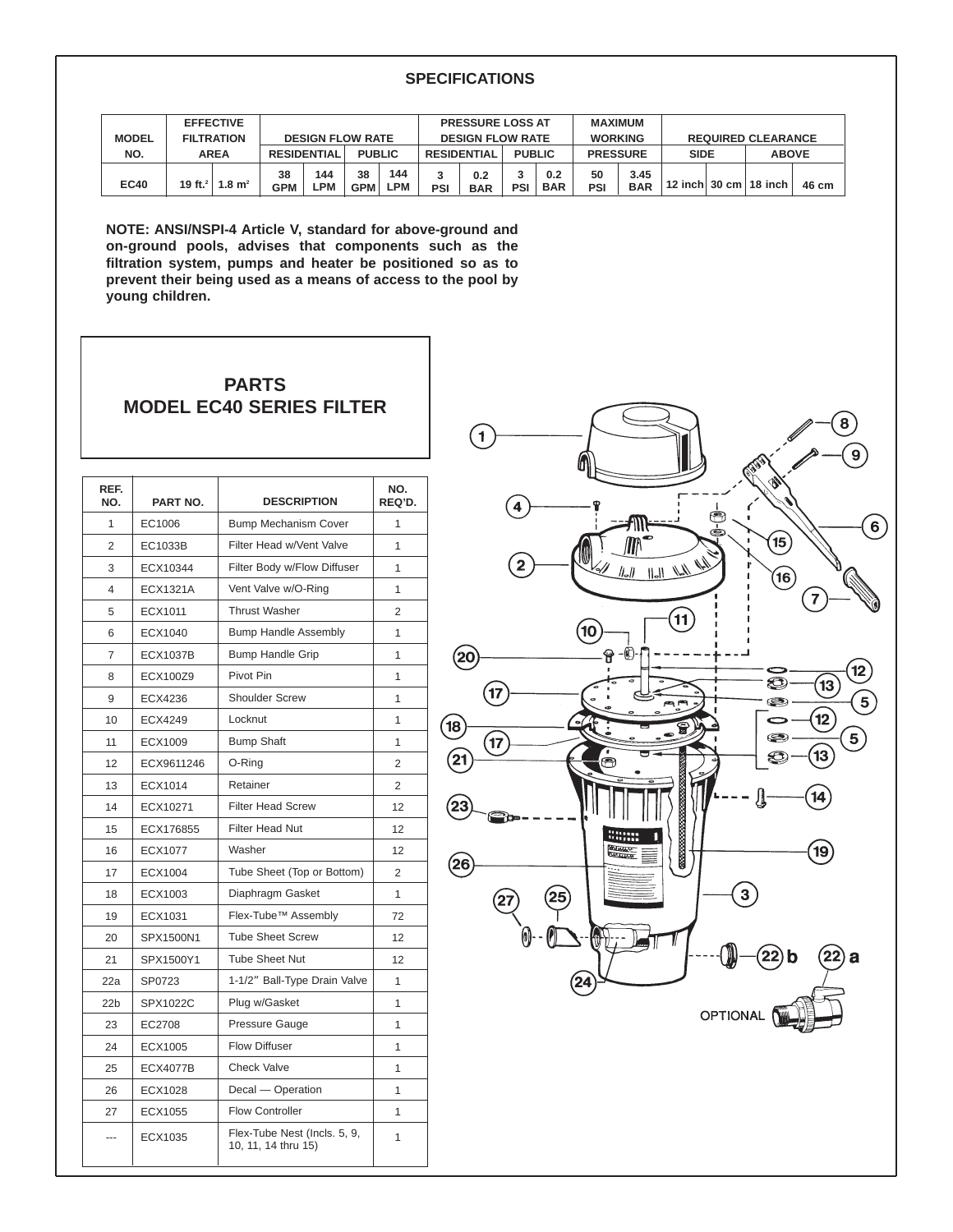## SPECIFICATIONS

| MODEL NO. | EFFECTIVE FILTRATION AREA | | DESIGN FLOW RATE | | | | PRESSURE LOSS AT DESIGN FLOW RATE | | | | MAXIMUM WORKING PRESSURE | | REQUIRED CLEARANCE | | | |
|---|---|---|---|---|---|---|---|---|---|---|---|---|---|---|---|---|
| | | | RESIDENTIAL | | PUBLIC | | RESIDENTIAL | | PUBLIC | | | | SIDE | | ABOVE | |
| EC40 | 19 ft.$^2$ | 1.8 m$^2$ | 38 GPM | 144 LPM | 38 GPM | 144 LPM | 3 PSI | 0.2 BAR | 3 PSI | 0.2 BAR | 50 PSI | 3.45 BAR | 12 inch | 30 cm | 18 inch | 46 cm |

**NOTE: ANSI/NSPI-4 Article V, standard for above-ground and on-ground pools, advises that components such as the filtration system, pumps and heater be positioned so as to prevent their being used as a means of access to the pool by young children.**

## PARTS
## MODEL EC40 SERIES FILTER

| REF. NO. | PART NO. | DESCRIPTION | NO. REQ'D. |
|---|---|---|---|
| 1 | EC1006 | Bump Mechanism Cover | 1 |
| 2 | EC1033B | Filter Head w/Vent Valve | 1 |
| 3 | ECX10344 | Filter Body w/Flow Diffuser | 1 |
| 4 | ECX1321A | Vent Valve w/O-Ring | 1 |
| 5 | ECX1011 | Thrust Washer | 2 |
| 6 | ECX1040 | Bump Handle Assembly | 1 |
| 7 | ECX1037B | Bump Handle Grip | 1 |
| 8 | ECX100Z9 | Pivot Pin | 1 |
| 9 | ECX4236 | Shoulder Screw | 1 |
| 10 | ECX4249 | Locknut | 1 |
| 11 | ECX1009 | Bump Shaft | 1 |
| 12 | ECX9611246 | O-Ring | 2 |
| 13 | ECX1014 | Retainer | 2 |
| 14 | ECX10271 | Filter Head Screw | 12 |
| 15 | ECX176855 | Filter Head Nut | 12 |
| 16 | ECX1077 | Washer | 12 |
| 17 | ECX1004 | Tube Sheet (Top or Bottom) | 2 |
| 18 | ECX1003 | Diaphragm Gasket | 1 |
| 19 | ECX1031 | Flex-Tube™ Assembly | 72 |
| 20 | SPX1500N1 | Tube Sheet Screw | 12 |
| 21 | SPX1500Y1 | Tube Sheet Nut | 12 |
| 22a | SP0723 | 1-1/2″ Ball-Type Drain Valve | 1 |
| 22b | SPX1022C | Plug w/Gasket | 1 |
| 23 | EC2708 | Pressure Gauge | 1 |
| 24 | ECX1005 | Flow Diffuser | 1 |
| 25 | ECX4077B | Check Valve | 1 |
| 26 | ECX1028 | Decal — Operation | 1 |
| 27 | ECX1055 | Flow Controller | 1 |
| --- | ECX1035 | Flex-Tube Nest (Incls. 5, 9, 10, 11, 14 thru 15) | 1 |

OPTIONAL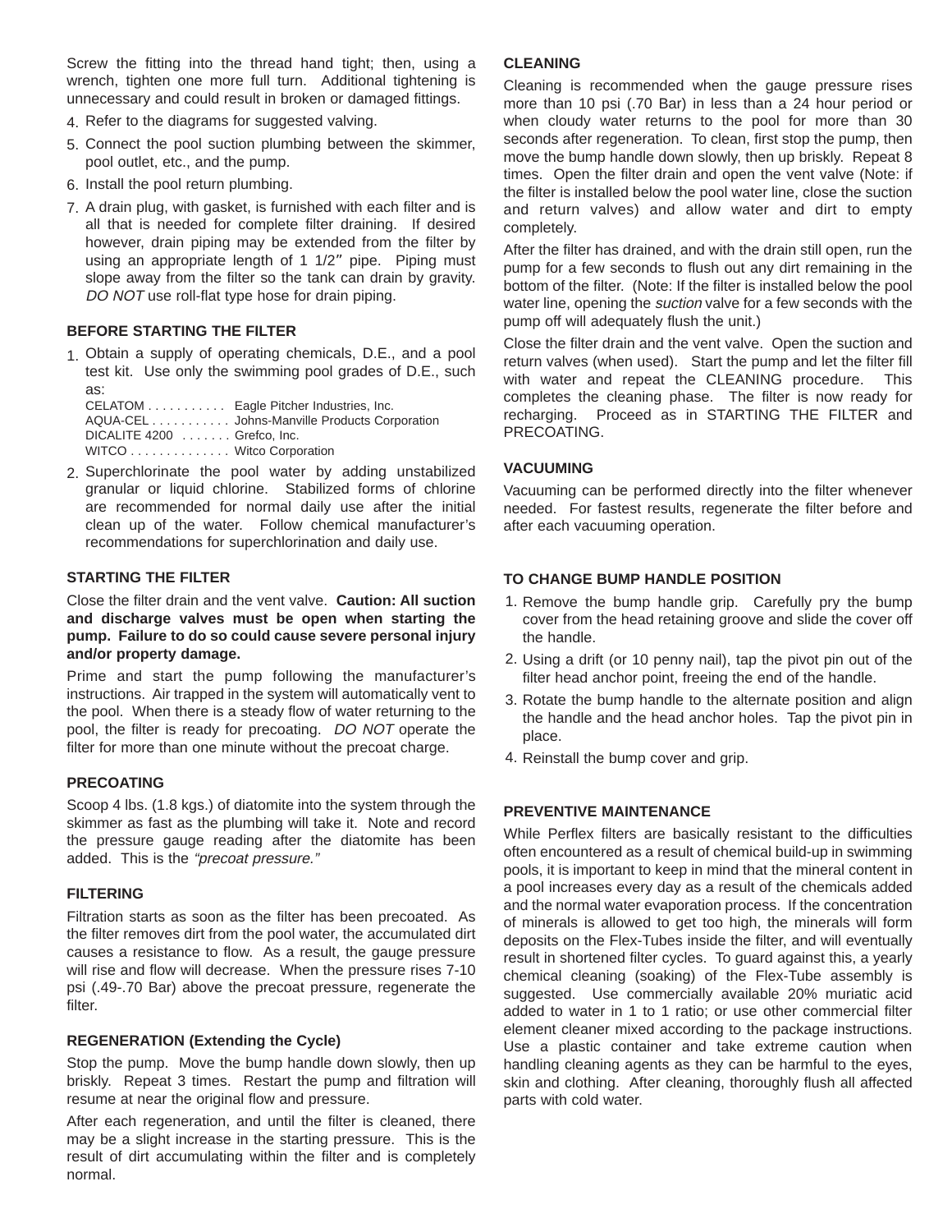Screw the fitting into the thread hand tight; then, using a wrench, tighten one more full turn. Additional tightening is unnecessary and could result in broken or damaged fittings.

4. Refer to the diagrams for suggested valving.
5. Connect the pool suction plumbing between the skimmer, pool outlet, etc., and the pump.
6. Install the pool return plumbing.
7. A drain plug, with gasket, is furnished with each filter and is all that is needed for complete filter draining. If desired however, drain piping may be extended from the filter by using an appropriate length of 1 1/2″ pipe. Piping must slope away from the filter so the tank can drain by gravity. *DO NOT* use roll-flat type hose for drain piping.

### BEFORE STARTING THE FILTER

1. Obtain a supply of operating chemicals, D.E., and a pool test kit. Use only the swimming pool grades of D.E., such as:

   CELATOM . . . . . . . . . . . Eagle Pitcher Industries, Inc.
   AQUA-CEL . . . . . . . . . . . Johns-Manville Products Corporation
   DICALITE 4200 . . . . . . . Grefco, Inc.
   WITCO . . . . . . . . . . . . . . Witco Corporation

2. Superchlorinate the pool water by adding unstabilized granular or liquid chlorine. Stabilized forms of chlorine are recommended for normal daily use after the initial clean up of the water. Follow chemical manufacturer's recommendations for superchlorination and daily use.

### STARTING THE FILTER

Close the filter drain and the vent valve. **Caution: All suction and discharge valves must be open when starting the pump. Failure to do so could cause severe personal injury and/or property damage.**

Prime and start the pump following the manufacturer's instructions. Air trapped in the system will automatically vent to the pool. When there is a steady flow of water returning to the pool, the filter is ready for precoating. *DO NOT* operate the filter for more than one minute without the precoat charge.

### PRECOATING

Scoop 4 lbs. (1.8 kgs.) of diatomite into the system through the skimmer as fast as the plumbing will take it. Note and record the pressure gauge reading after the diatomite has been added. This is the *"precoat pressure."*

### FILTERING

Filtration starts as soon as the filter has been precoated. As the filter removes dirt from the pool water, the accumulated dirt causes a resistance to flow. As a result, the gauge pressure will rise and flow will decrease. When the pressure rises 7-10 psi (.49-.70 Bar) above the precoat pressure, regenerate the filter.

### REGENERATION (Extending the Cycle)

Stop the pump. Move the bump handle down slowly, then up briskly. Repeat 3 times. Restart the pump and filtration will resume at near the original flow and pressure.

After each regeneration, and until the filter is cleaned, there may be a slight increase in the starting pressure. This is the result of dirt accumulating within the filter and is completely normal.

### CLEANING

Cleaning is recommended when the gauge pressure rises more than 10 psi (.70 Bar) in less than a 24 hour period or when cloudy water returns to the pool for more than 30 seconds after regeneration. To clean, first stop the pump, then move the bump handle down slowly, then up briskly. Repeat 8 times. Open the filter drain and open the vent valve (Note: if the filter is installed below the pool water line, close the suction and return valves) and allow water and dirt to empty completely.

After the filter has drained, and with the drain still open, run the pump for a few seconds to flush out any dirt remaining in the bottom of the filter. (Note: If the filter is installed below the pool water line, opening the *suction* valve for a few seconds with the pump off will adequately flush the unit.)

Close the filter drain and the vent valve. Open the suction and return valves (when used). Start the pump and let the filter fill with water and repeat the CLEANING procedure. This completes the cleaning phase. The filter is now ready for recharging. Proceed as in STARTING THE FILTER and PRECOATING.

### VACUUMING

Vacuuming can be performed directly into the filter whenever needed. For fastest results, regenerate the filter before and after each vacuuming operation.

### TO CHANGE BUMP HANDLE POSITION

1. Remove the bump handle grip. Carefully pry the bump cover from the head retaining groove and slide the cover off the handle.
2. Using a drift (or 10 penny nail), tap the pivot pin out of the filter head anchor point, freeing the end of the handle.
3. Rotate the bump handle to the alternate position and align the handle and the head anchor holes. Tap the pivot pin in place.
4. Reinstall the bump cover and grip.

### PREVENTIVE MAINTENANCE

While Perflex filters are basically resistant to the difficulties often encountered as a result of chemical build-up in swimming pools, it is important to keep in mind that the mineral content in a pool increases every day as a result of the chemicals added and the normal water evaporation process. If the concentration of minerals is allowed to get too high, the minerals will form deposits on the Flex-Tubes inside the filter, and will eventually result in shortened filter cycles. To guard against this, a yearly chemical cleaning (soaking) of the Flex-Tube assembly is suggested. Use commercially available 20% muriatic acid added to water in 1 to 1 ratio; or use other commercial filter element cleaner mixed according to the package instructions. Use a plastic container and take extreme caution when handling cleaning agents as they can be harmful to the eyes, skin and clothing. After cleaning, thoroughly flush all affected parts with cold water.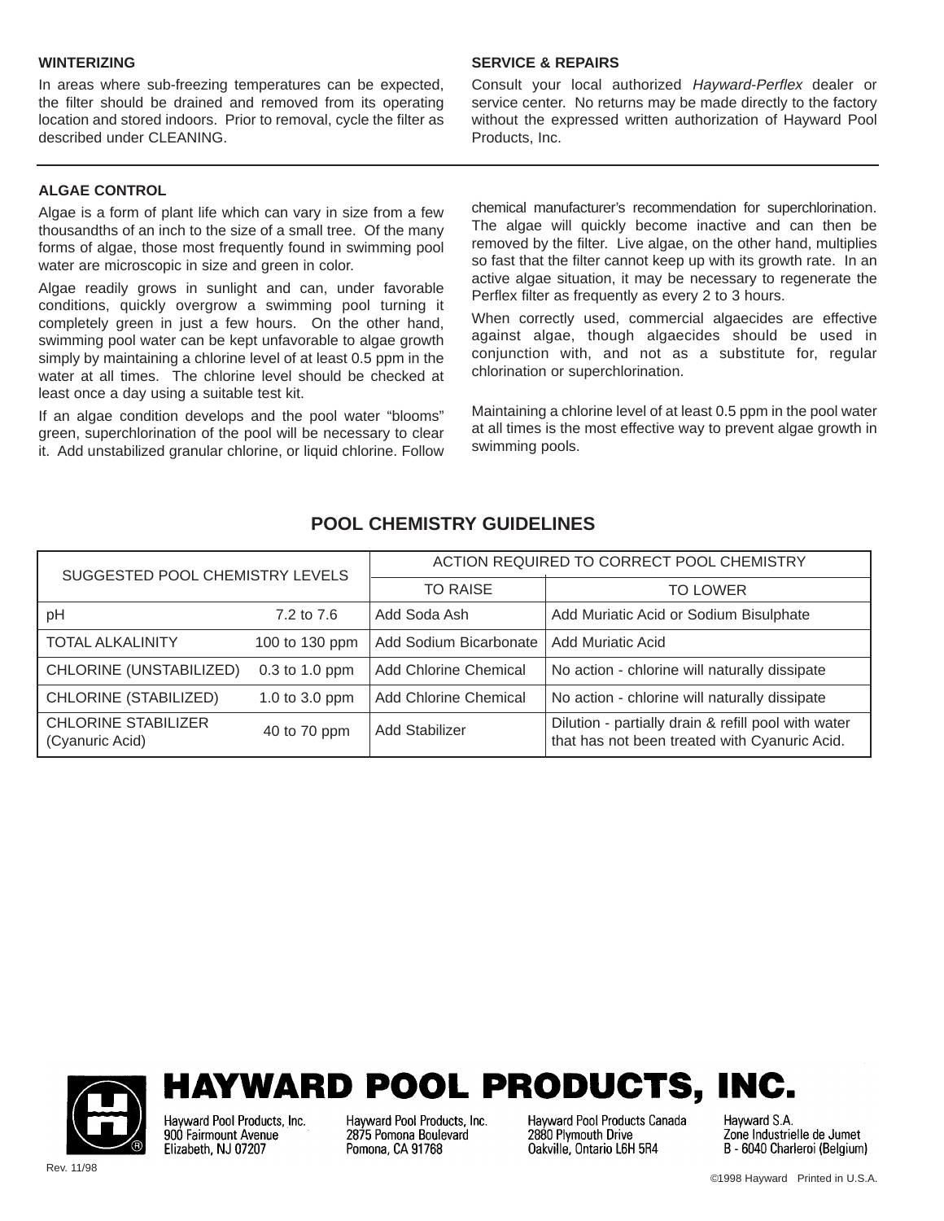## WINTERIZING

In areas where sub-freezing temperatures can be expected, the filter should be drained and removed from its operating location and stored indoors. Prior to removal, cycle the filter as described under CLEANING.

## SERVICE & REPAIRS

Consult your local authorized *Hayward-Perflex* dealer or service center. No returns may be made directly to the factory without the expressed written authorization of Hayward Pool Products, Inc.

## ALGAE CONTROL

Algae is a form of plant life which can vary in size from a few thousandths of an inch to the size of a small tree. Of the many forms of algae, those most frequently found in swimming pool water are microscopic in size and green in color.

Algae readily grows in sunlight and can, under favorable conditions, quickly overgrow a swimming pool turning it completely green in just a few hours. On the other hand, swimming pool water can be kept unfavorable to algae growth simply by maintaining a chlorine level of at least 0.5 ppm in the water at all times. The chlorine level should be checked at least once a day using a suitable test kit.

If an algae condition develops and the pool water "blooms" green, superchlorination of the pool will be necessary to clear it. Add unstabilized granular chlorine, or liquid chlorine. Follow chemical manufacturer's recommendation for superchlorination. The algae will quickly become inactive and can then be removed by the filter. Live algae, on the other hand, multiplies so fast that the filter cannot keep up with its growth rate. In an active algae situation, it may be necessary to regenerate the Perflex filter as frequently as every 2 to 3 hours.

When correctly used, commercial algaecides are effective against algae, though algaecides should be used in conjunction with, and not as a substitute for, regular chlorination or superchlorination.

Maintaining a chlorine level of at least 0.5 ppm in the pool water at all times is the most effective way to prevent algae growth in swimming pools.

## POOL CHEMISTRY GUIDELINES

| SUGGESTED POOL CHEMISTRY LEVELS | | ACTION REQUIRED TO CORRECT POOL CHEMISTRY | |
|---|---|---|---|
| | | TO RAISE | TO LOWER |
| pH | 7.2 to 7.6 | Add Soda Ash | Add Muriatic Acid or Sodium Bisulphate |
| TOTAL ALKALINITY | 100 to 130 ppm | Add Sodium Bicarbonate | Add Muriatic Acid |
| CHLORINE (UNSTABILIZED) | 0.3 to 1.0 ppm | Add Chlorine Chemical | No action - chlorine will naturally dissipate |
| CHLORINE (STABILIZED) | 1.0 to 3.0 ppm | Add Chlorine Chemical | No action - chlorine will naturally dissipate |
| CHLORINE STABILIZER (Cyanuric Acid) | 40 to 70 ppm | Add Stabilizer | Dilution - partially drain & refill pool with water that has not been treated with Cyanuric Acid. |

**HAYWARD POOL PRODUCTS, INC.**

Hayward Pool Products, Inc.
900 Fairmount Avenue
Elizabeth, NJ 07207

Hayward Pool Products, Inc.
2875 Pomona Boulevard
Pomona, CA 91768

Hayward Pool Products Canada
2880 Plymouth Drive
Oakville, Ontario L6H 5R4

Hayward S.A.
Zone Industrielle de Jumet
B - 6040 Charleroi (Belgium)

Rev. 11/98

©1998 Hayward Printed in U.S.A.